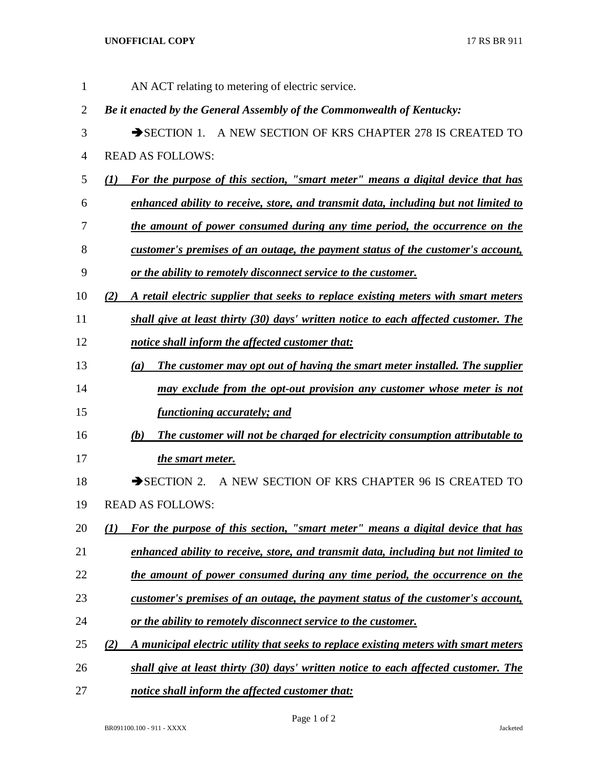AN ACT relating to metering of electric service.

***Be it enacted by the General Assembly of the Commonwealth of Kentucky:***

➔SECTION 1. A NEW SECTION OF KRS CHAPTER 278 IS CREATED TO READ AS FOLLOWS:

***(1) For the purpose of this section, "smart meter" means a digital device that has enhanced ability to receive, store, and transmit data, including but not limited to the amount of power consumed during any time period, the occurrence on the customer's premises of an outage, the payment status of the customer's account, or the ability to remotely disconnect service to the customer.***

***(2) A retail electric supplier that seeks to replace existing meters with smart meters shall give at least thirty (30) days' written notice to each affected customer. The notice shall inform the affected customer that:***

***(a) The customer may opt out of having the smart meter installed. The supplier may exclude from the opt-out provision any customer whose meter is not functioning accurately; and***

***(b) The customer will not be charged for electricity consumption attributable to the smart meter.***

➔SECTION 2. A NEW SECTION OF KRS CHAPTER 96 IS CREATED TO READ AS FOLLOWS:

***(1) For the purpose of this section, "smart meter" means a digital device that has enhanced ability to receive, store, and transmit data, including but not limited to the amount of power consumed during any time period, the occurrence on the customer's premises of an outage, the payment status of the customer's account, or the ability to remotely disconnect service to the customer.***

***(2) A municipal electric utility that seeks to replace existing meters with smart meters shall give at least thirty (30) days' written notice to each affected customer. The notice shall inform the affected customer that:***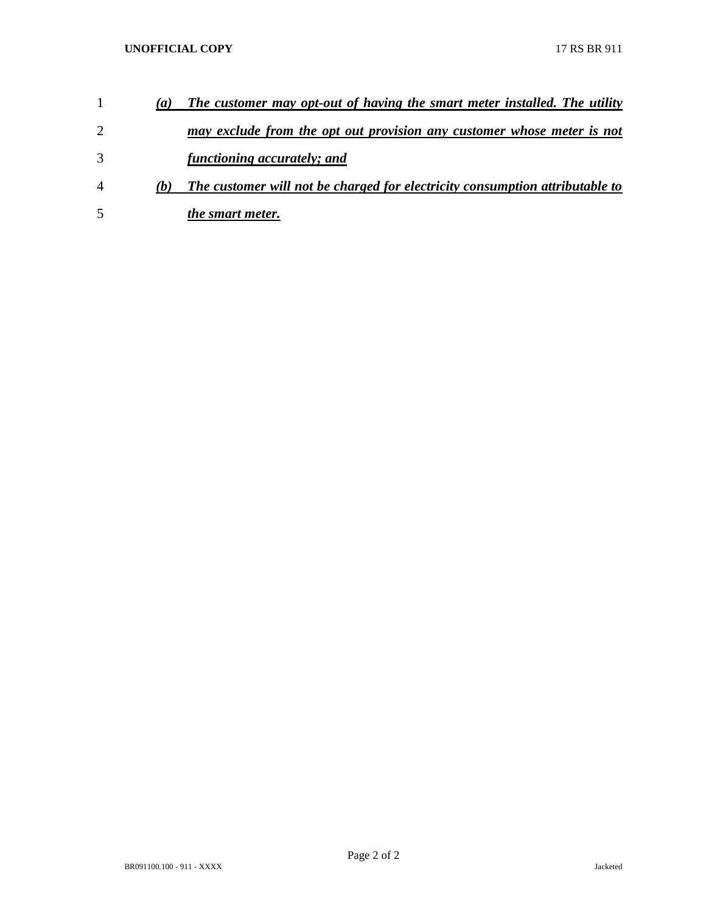***(a) The customer may opt-out of having the smart meter installed. The utility may exclude from the opt out provision any customer whose meter is not functioning accurately; and***

***(b) The customer will not be charged for electricity consumption attributable to the smart meter.***